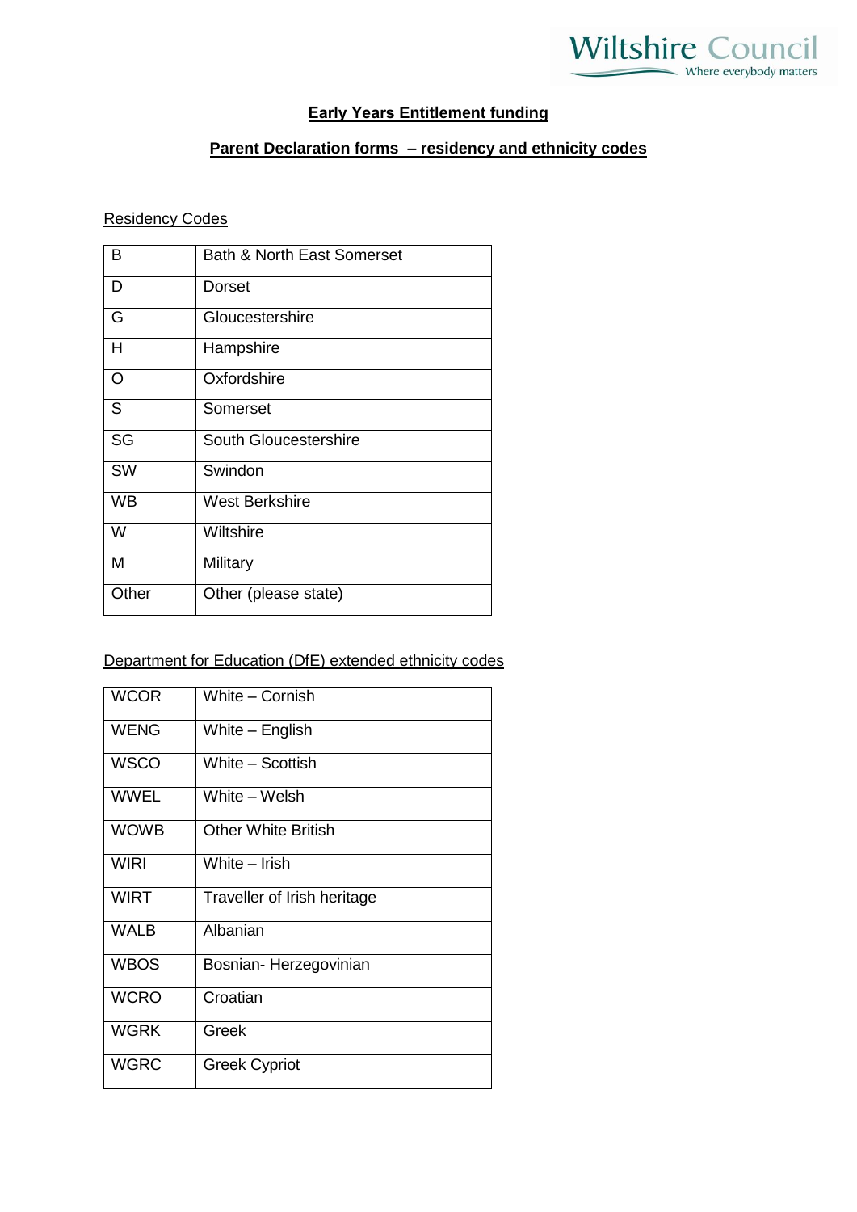Wiltshire Council
Where everybody matters

# Early Years Entitlement funding

## Parent Declaration forms – residency and ethnicity codes

Residency Codes

| | |
|---|---|
| B | Bath & North East Somerset |
| D | Dorset |
| G | Gloucestershire |
| H | Hampshire |
| O | Oxfordshire |
| S | Somerset |
| SG | South Gloucestershire |
| SW | Swindon |
| WB | West Berkshire |
| W | Wiltshire |
| M | Military |
| Other | Other (please state) |

Department for Education (DfE) extended ethnicity codes

| | |
|---|---|
| WCOR | White – Cornish |
| WENG | White – English |
| WSCO | White – Scottish |
| WWEL | White – Welsh |
| WOWB | Other White British |
| WIRI | White – Irish |
| WIRT | Traveller of Irish heritage |
| WALB | Albanian |
| WBOS | Bosnian- Herzegovinian |
| WCRO | Croatian |
| WGRK | Greek |
| WGRC | Greek Cypriot |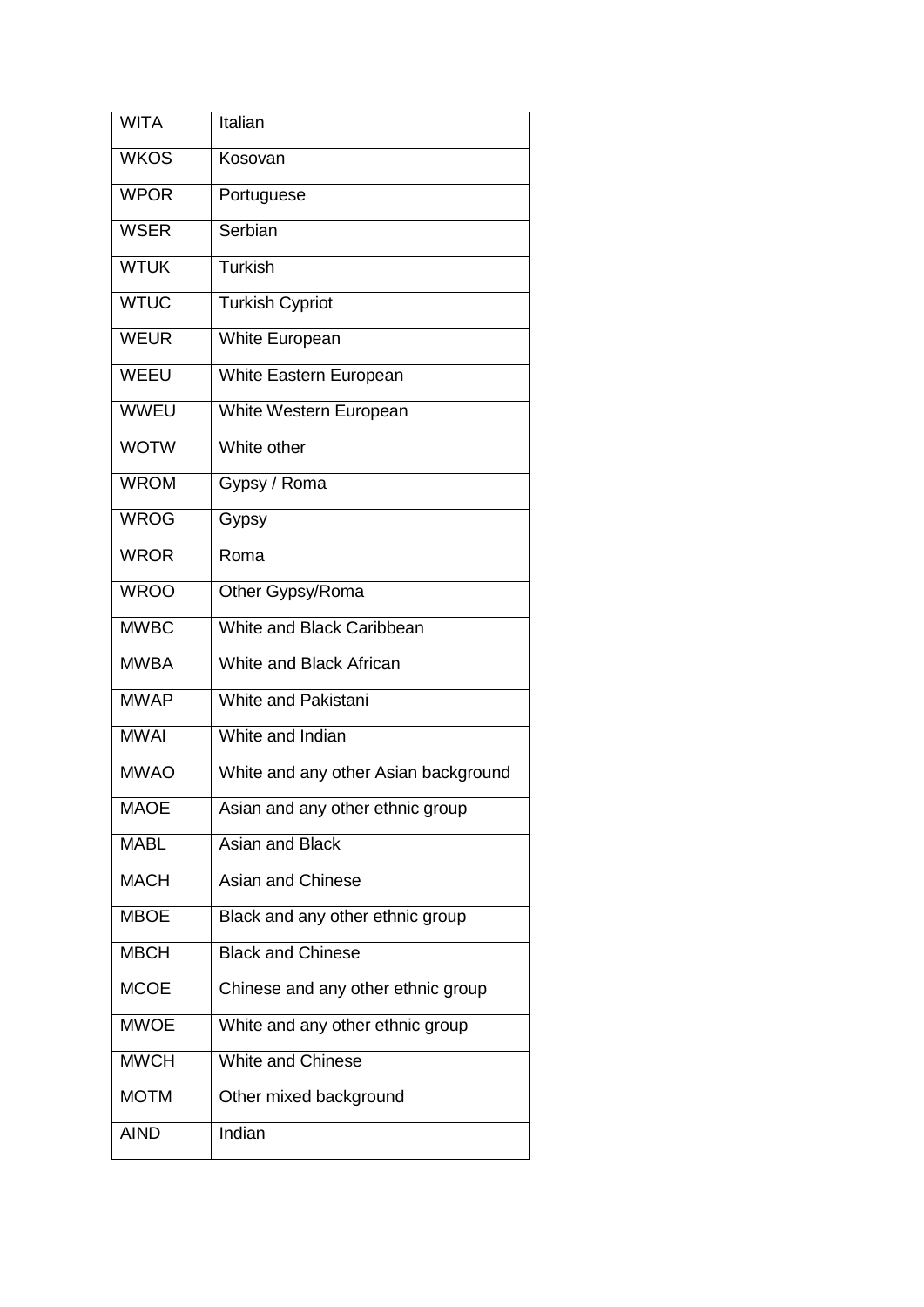| | |
|---|---|
| WITA | Italian |
| WKOS | Kosovan |
| WPOR | Portuguese |
| WSER | Serbian |
| WTUK | Turkish |
| WTUC | Turkish Cypriot |
| WEUR | White European |
| WEEU | White Eastern European |
| WWEU | White Western European |
| WOTW | White other |
| WROM | Gypsy / Roma |
| WROG | Gypsy |
| WROR | Roma |
| WROO | Other Gypsy/Roma |
| MWBC | White and Black Caribbean |
| MWBA | White and Black African |
| MWAP | White and Pakistani |
| MWAI | White and Indian |
| MWAO | White and any other Asian background |
| MAOE | Asian and any other ethnic group |
| MABL | Asian and Black |
| MACH | Asian and Chinese |
| MBOE | Black and any other ethnic group |
| MBCH | Black and Chinese |
| MCOE | Chinese and any other ethnic group |
| MWOE | White and any other ethnic group |
| MWCH | White and Chinese |
| MOTM | Other mixed background |
| AIND | Indian |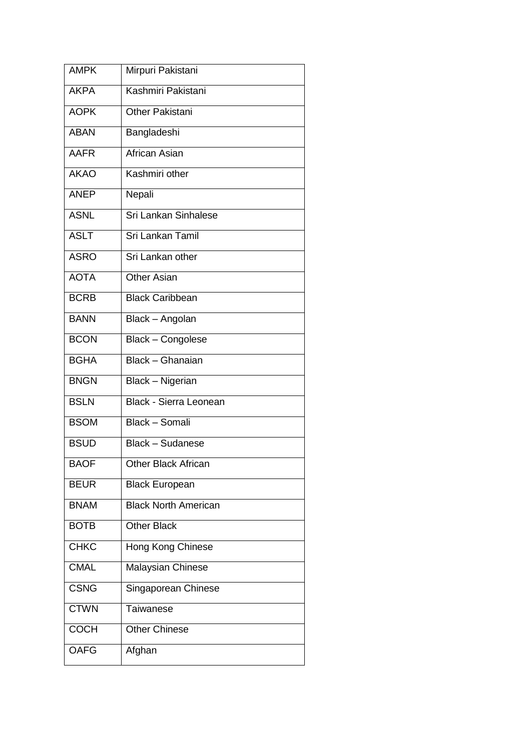| AMPK | Mirpuri Pakistani |
|---|---|
| AKPA | Kashmiri Pakistani |
| AOPK | Other Pakistani |
| ABAN | Bangladeshi |
| AAFR | African Asian |
| AKAO | Kashmiri other |
| ANEP | Nepali |
| ASNL | Sri Lankan Sinhalese |
| ASLT | Sri Lankan Tamil |
| ASRO | Sri Lankan other |
| AOTA | Other Asian |
| BCRB | Black Caribbean |
| BANN | Black – Angolan |
| BCON | Black – Congolese |
| BGHA | Black – Ghanaian |
| BNGN | Black – Nigerian |
| BSLN | Black - Sierra Leonean |
| BSOM | Black – Somali |
| BSUD | Black – Sudanese |
| BAOF | Other Black African |
| BEUR | Black European |
| BNAM | Black North American |
| BOTB | Other Black |
| CHKC | Hong Kong Chinese |
| CMAL | Malaysian Chinese |
| CSNG | Singaporean Chinese |
| CTWN | Taiwanese |
| COCH | Other Chinese |
| OAFG | Afghan |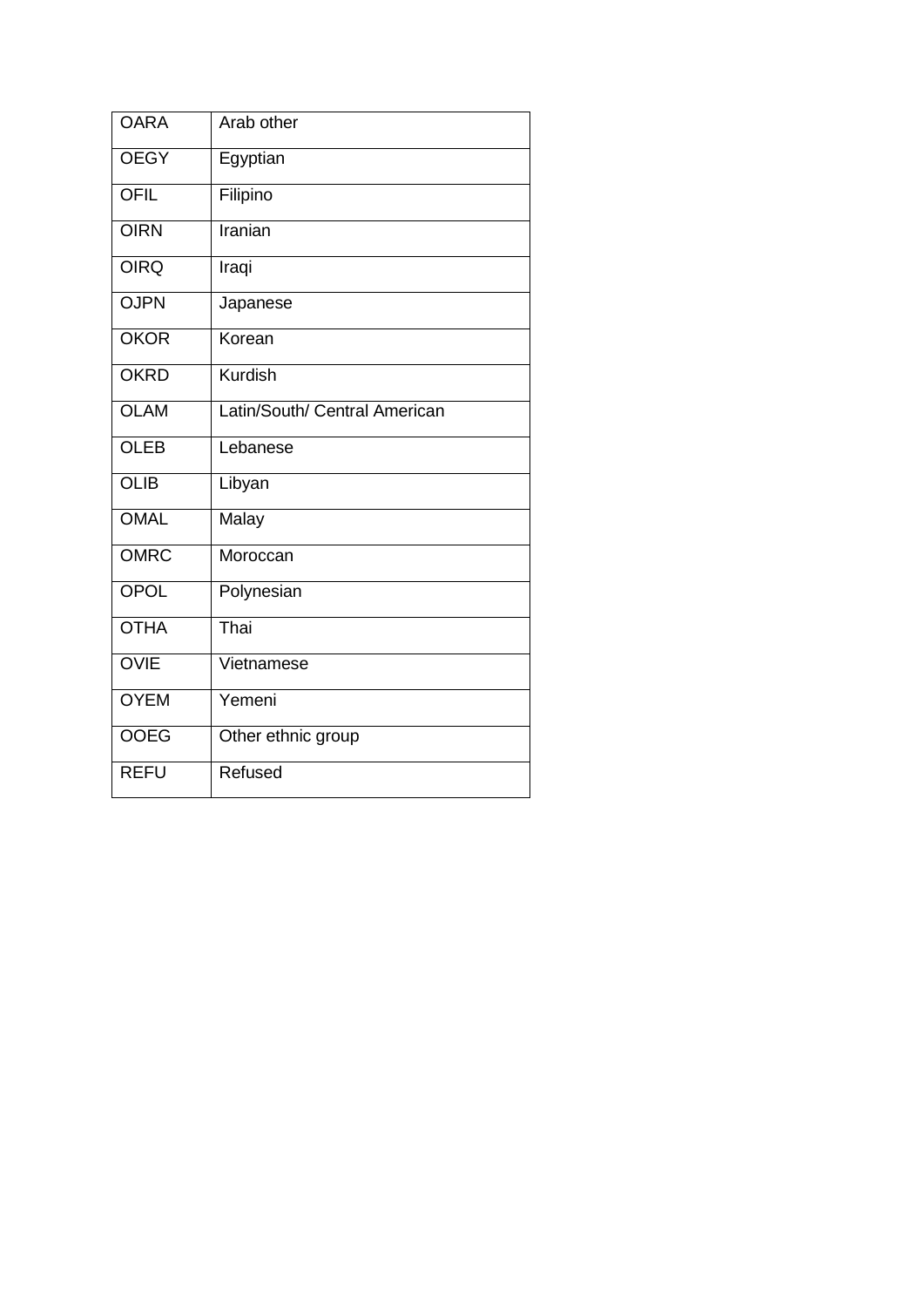| | |
|---|---|
| OARA | Arab other |
| OEGY | Egyptian |
| OFIL | Filipino |
| OIRN | Iranian |
| OIRQ | Iraqi |
| OJPN | Japanese |
| OKOR | Korean |
| OKRD | Kurdish |
| OLAM | Latin/South/ Central American |
| OLEB | Lebanese |
| OLIB | Libyan |
| OMAL | Malay |
| OMRC | Moroccan |
| OPOL | Polynesian |
| OTHA | Thai |
| OVIE | Vietnamese |
| OYEM | Yemeni |
| OOEG | Other ethnic group |
| REFU | Refused |